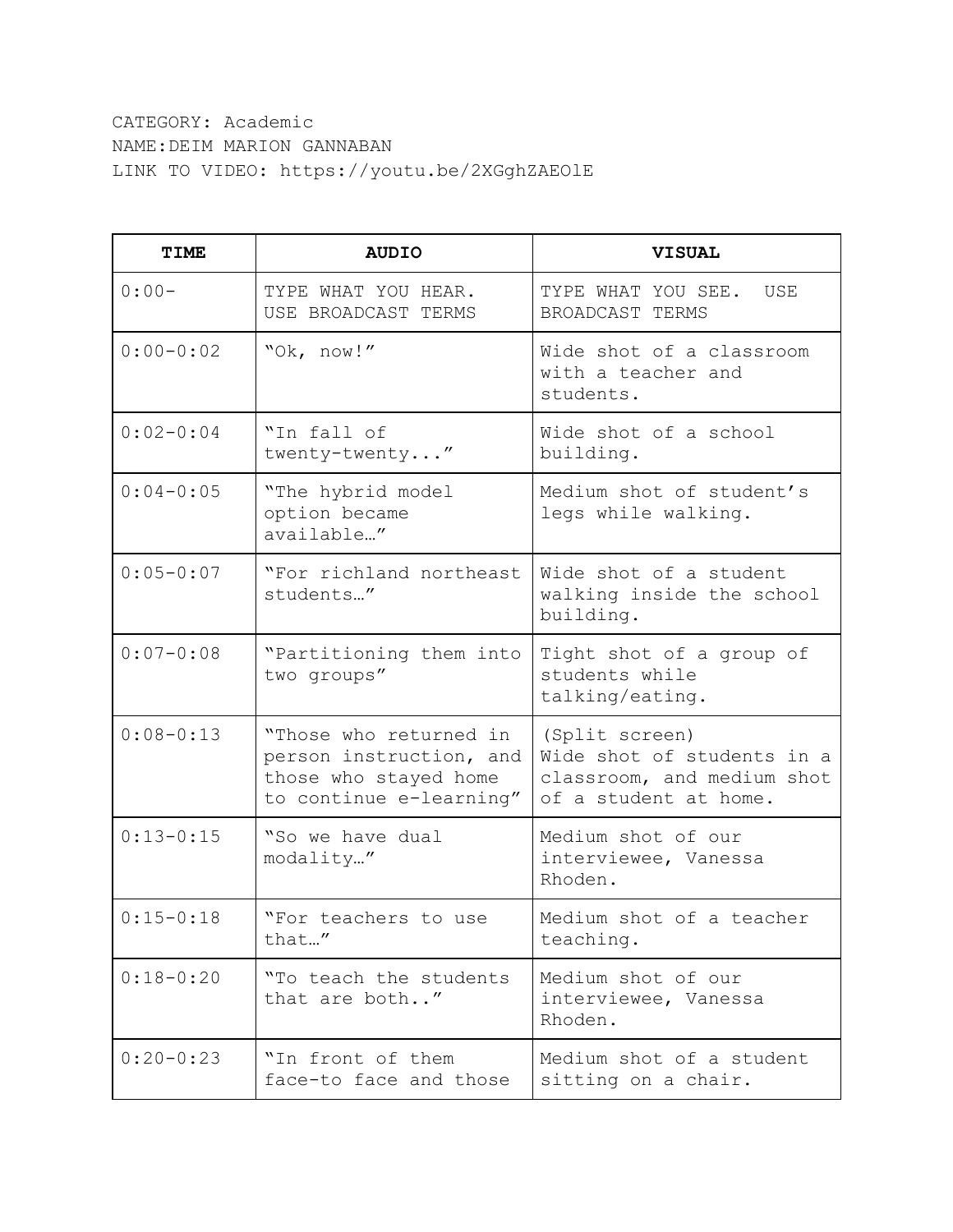CATEGORY: Academic
NAME:DEIM MARION GANNABAN
LINK TO VIDEO: https://youtu.be/2XGghZAEOlE

| TIME | AUDIO | VISUAL |
|---|---|---|
| 0:00- | TYPE WHAT YOU HEAR. USE BROADCAST TERMS | TYPE WHAT YOU SEE. USE BROADCAST TERMS |
| 0:00-0:02 | "Ok, now!" | Wide shot of a classroom with a teacher and students. |
| 0:02-0:04 | "In fall of twenty-twenty..." | Wide shot of a school building. |
| 0:04-0:05 | "The hybrid model option became available…" | Medium shot of student's legs while walking. |
| 0:05-0:07 | "For richland northeast students…" | Wide shot of a student walking inside the school building. |
| 0:07-0:08 | "Partitioning them into two groups" | Tight shot of a group of students while talking/eating. |
| 0:08-0:13 | "Those who returned in person instruction, and those who stayed home to continue e-learning" | (Split screen) Wide shot of students in a classroom, and medium shot of a student at home. |
| 0:13-0:15 | "So we have dual modality…" | Medium shot of our interviewee, Vanessa Rhoden. |
| 0:15-0:18 | "For teachers to use that…" | Medium shot of a teacher teaching. |
| 0:18-0:20 | "To teach the students that are both.." | Medium shot of our interviewee, Vanessa Rhoden. |
| 0:20-0:23 | "In front of them face-to face and those | Medium shot of a student sitting on a chair. |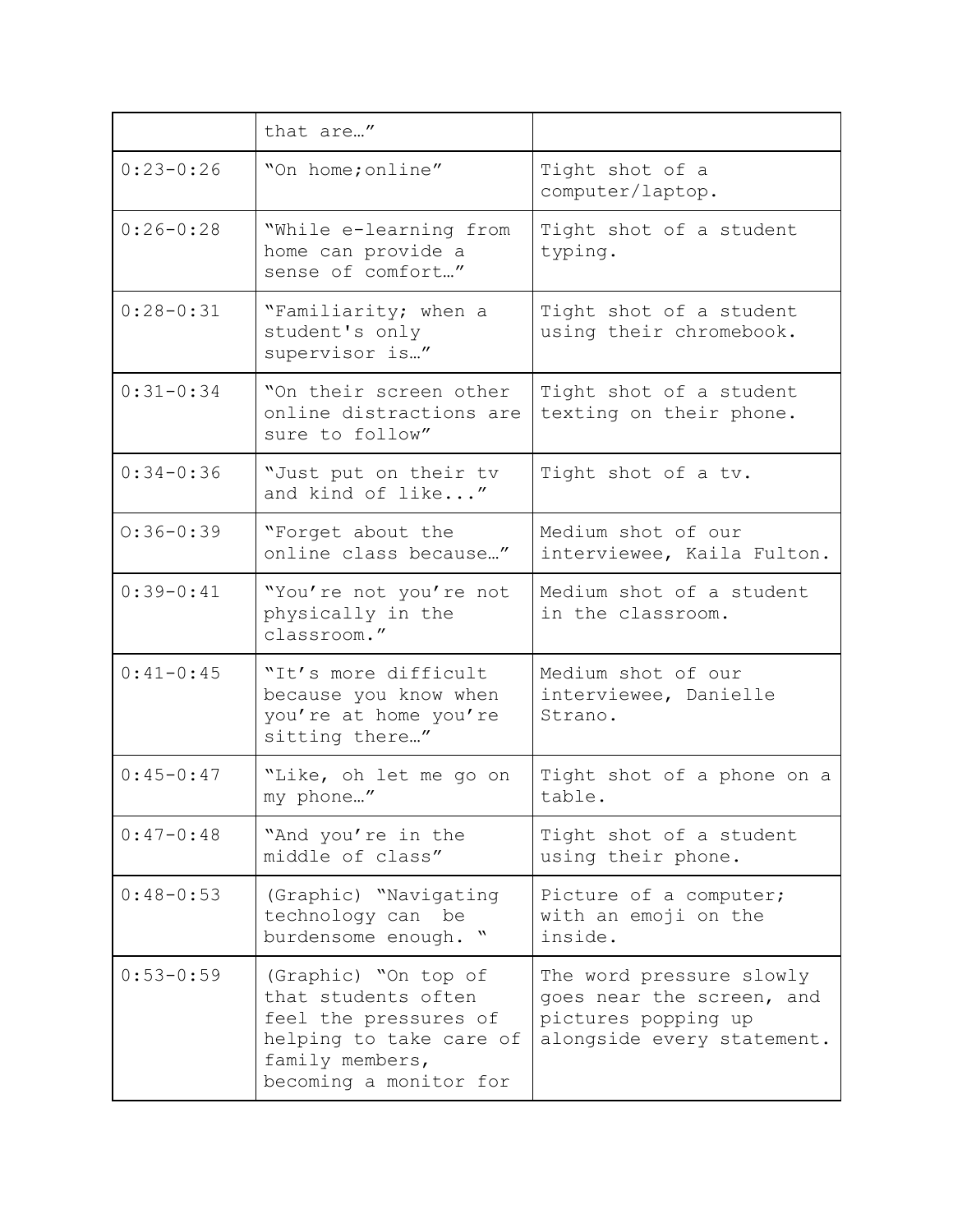| | | |
|---|---|---|
| | that are…” | |
| 0:23-0:26 | “On home;online” | Tight shot of a computer/laptop. |
| 0:26-0:28 | “While e-learning from home can provide a sense of comfort…” | Tight shot of a student typing. |
| 0:28-0:31 | “Familiarity; when a student's only supervisor is…” | Tight shot of a student using their chromebook. |
| 0:31-0:34 | “On their screen other online distractions are sure to follow” | Tight shot of a student texting on their phone. |
| 0:34-0:36 | “Just put on their tv and kind of like...” | Tight shot of a tv. |
| O:36-0:39 | “Forget about the online class because…” | Medium shot of our interviewee, Kaila Fulton. |
| 0:39-0:41 | “You’re not you’re not physically in the classroom.” | Medium shot of a student in the classroom. |
| 0:41-0:45 | “It’s more difficult because you know when you’re at home you’re sitting there…” | Medium shot of our interviewee, Danielle Strano. |
| 0:45-0:47 | “Like, oh let me go on my phone…” | Tight shot of a phone on a table. |
| 0:47-0:48 | “And you’re in the middle of class” | Tight shot of a student using their phone. |
| 0:48-0:53 | (Graphic) “Navigating technology can be burdensome enough. “ | Picture of a computer; with an emoji on the inside. |
| 0:53-0:59 | (Graphic) “On top of that students often feel the pressures of helping to take care of family members, becoming a monitor for | The word pressure slowly goes near the screen, and pictures popping up alongside every statement. |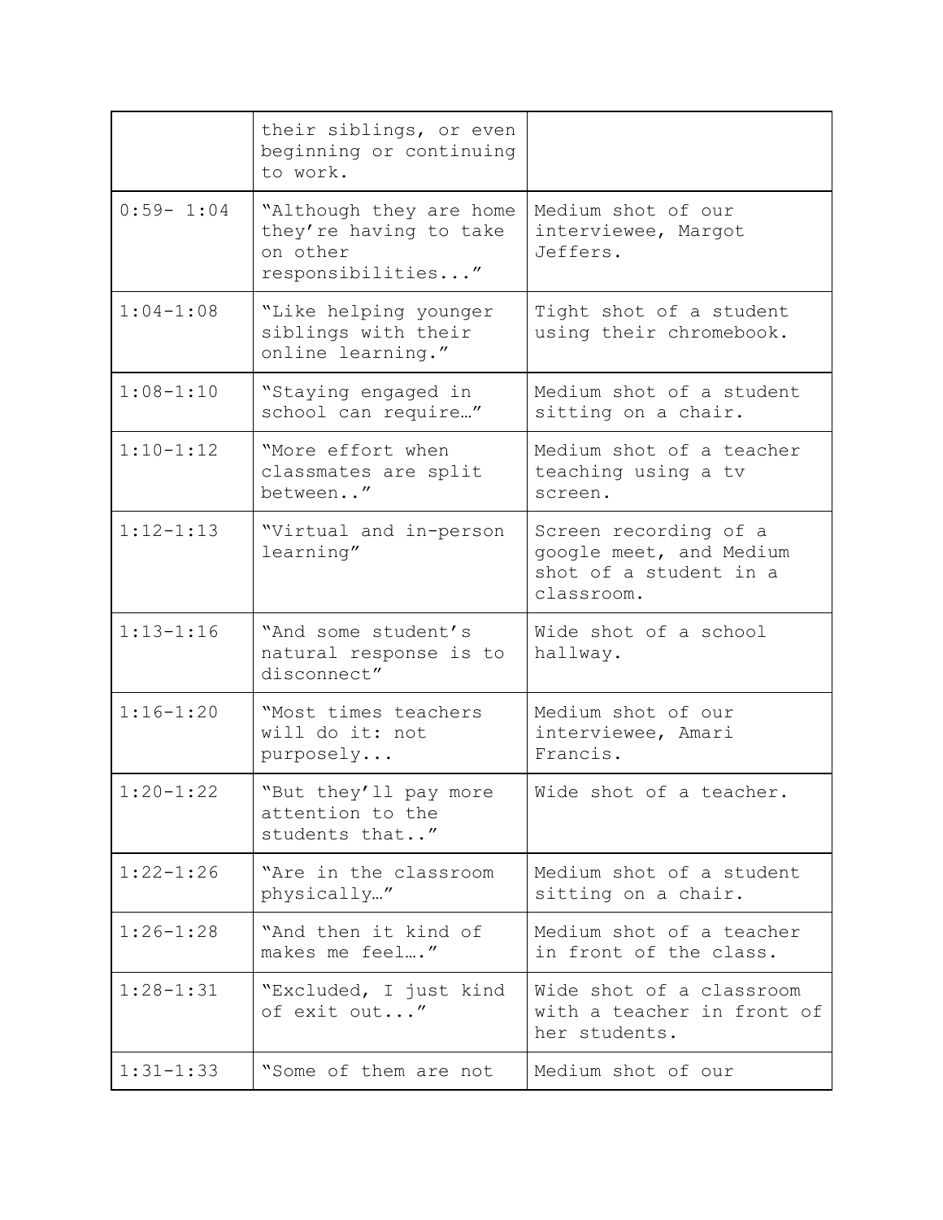| | | |
|---|---|---|
| | their siblings, or even beginning or continuing to work. | |
| 0:59- 1:04 | "Although they are home they're having to take on other responsibilities..." | Medium shot of our interviewee, Margot Jeffers. |
| 1:04-1:08 | "Like helping younger siblings with their online learning." | Tight shot of a student using their chromebook. |
| 1:08-1:10 | "Staying engaged in school can require…" | Medium shot of a student sitting on a chair. |
| 1:10-1:12 | "More effort when classmates are split between.." | Medium shot of a teacher teaching using a tv screen. |
| 1:12-1:13 | "Virtual and in-person learning" | Screen recording of a google meet, and Medium shot of a student in a classroom. |
| 1:13-1:16 | "And some student's natural response is to disconnect" | Wide shot of a school hallway. |
| 1:16-1:20 | "Most times teachers will do it: not purposely... | Medium shot of our interviewee, Amari Francis. |
| 1:20-1:22 | "But they'll pay more attention to the students that.." | Wide shot of a teacher. |
| 1:22-1:26 | "Are in the classroom physically…" | Medium shot of a student sitting on a chair. |
| 1:26-1:28 | "And then it kind of makes me feel…." | Medium shot of a teacher in front of the class. |
| 1:28-1:31 | "Excluded, I just kind of exit out..." | Wide shot of a classroom with a teacher in front of her students. |
| 1:31-1:33 | "Some of them are not | Medium shot of our |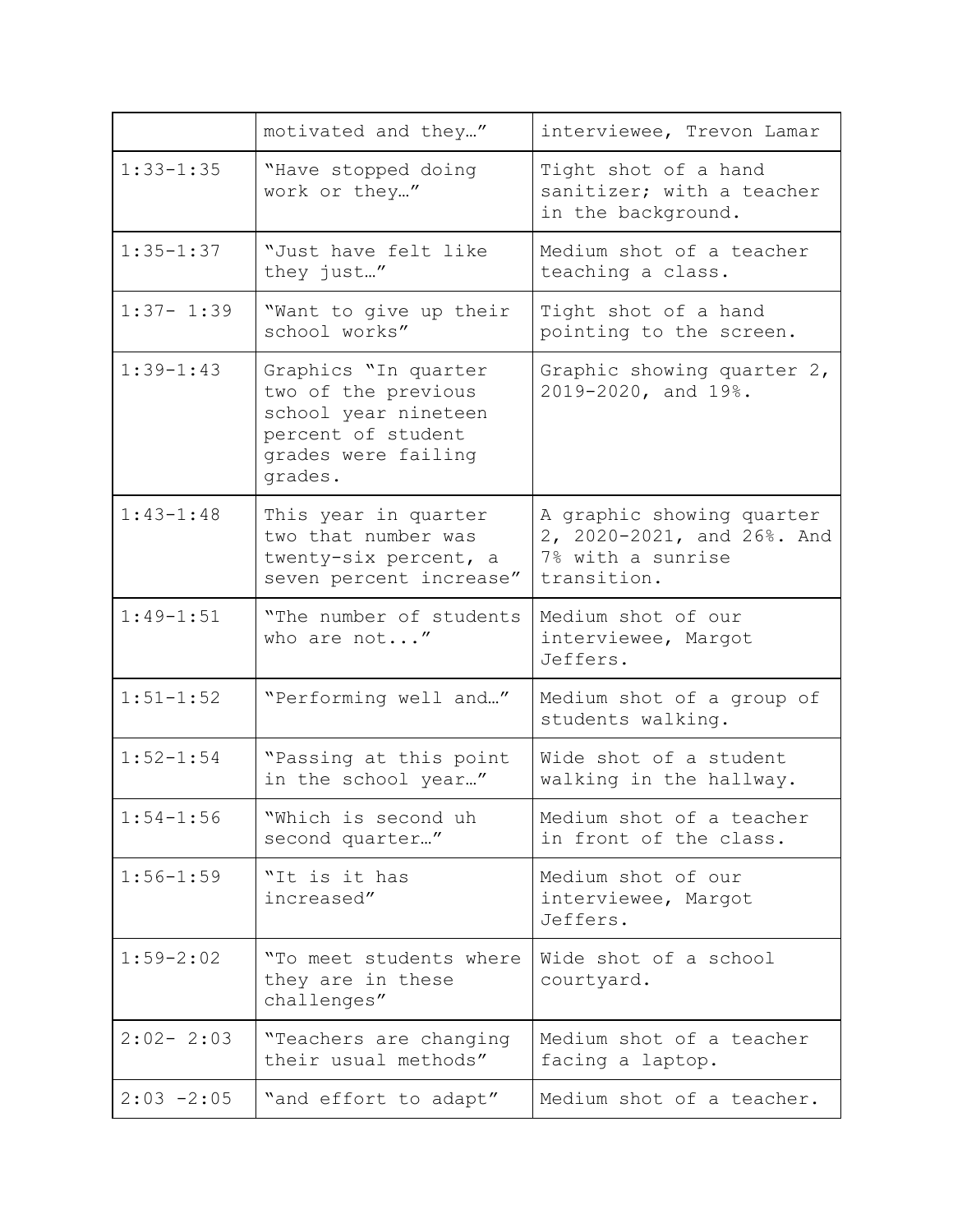| | | |
|---|---|---|
| | motivated and they…” | interviewee, Trevon Lamar |
| 1:33-1:35 | “Have stopped doing work or they…” | Tight shot of a hand sanitizer; with a teacher in the background. |
| 1:35-1:37 | “Just have felt like they just…” | Medium shot of a teacher teaching a class. |
| 1:37- 1:39 | “Want to give up their school works” | Tight shot of a hand pointing to the screen. |
| 1:39-1:43 | Graphics “In quarter two of the previous school year nineteen percent of student grades were failing grades. | Graphic showing quarter 2, 2019-2020, and 19%. |
| 1:43-1:48 | This year in quarter two that number was twenty-six percent, a seven percent increase” | A graphic showing quarter 2, 2020-2021, and 26%. And 7% with a sunrise transition. |
| 1:49-1:51 | “The number of students who are not...” | Medium shot of our interviewee, Margot Jeffers. |
| 1:51-1:52 | “Performing well and…” | Medium shot of a group of students walking. |
| 1:52-1:54 | “Passing at this point in the school year…” | Wide shot of a student walking in the hallway. |
| 1:54-1:56 | “Which is second uh second quarter…” | Medium shot of a teacher in front of the class. |
| 1:56-1:59 | “It is it has increased” | Medium shot of our interviewee, Margot Jeffers. |
| 1:59-2:02 | “To meet students where they are in these challenges” | Wide shot of a school courtyard. |
| 2:02- 2:03 | “Teachers are changing their usual methods” | Medium shot of a teacher facing a laptop. |
| 2:03 -2:05 | “and effort to adapt” | Medium shot of a teacher. |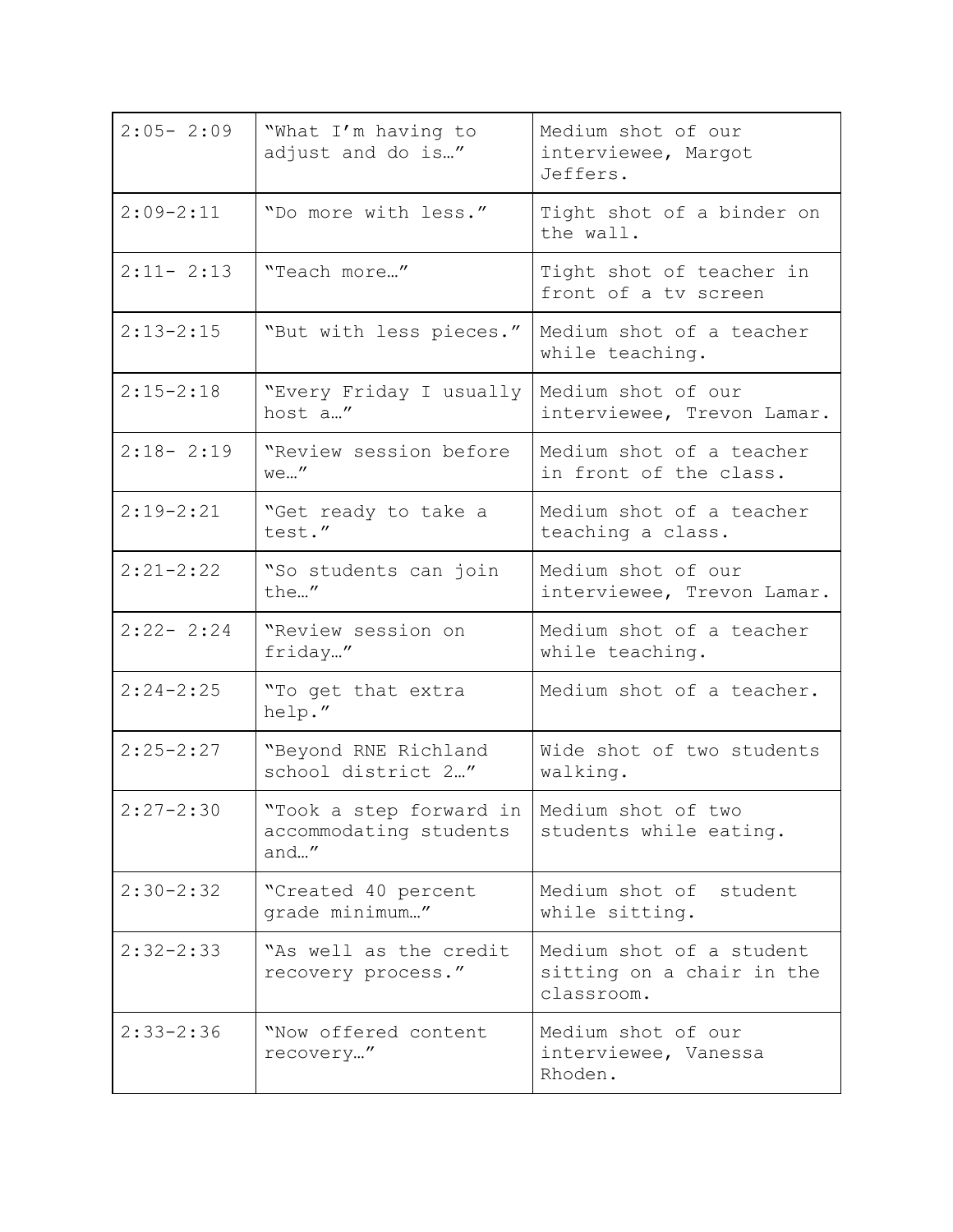| | | |
|---|---|---|
| 2:05- 2:09 | "What I'm having to adjust and do is…" | Medium shot of our interviewee, Margot Jeffers. |
| 2:09-2:11 | "Do more with less." | Tight shot of a binder on the wall. |
| 2:11- 2:13 | "Teach more…" | Tight shot of teacher in front of a tv screen |
| 2:13-2:15 | "But with less pieces." | Medium shot of a teacher while teaching. |
| 2:15-2:18 | "Every Friday I usually host a…" | Medium shot of our interviewee, Trevon Lamar. |
| 2:18- 2:19 | "Review session before we…" | Medium shot of a teacher in front of the class. |
| 2:19-2:21 | "Get ready to take a test." | Medium shot of a teacher teaching a class. |
| 2:21-2:22 | "So students can join the…" | Medium shot of our interviewee, Trevon Lamar. |
| 2:22- 2:24 | "Review session on friday…" | Medium shot of a teacher while teaching. |
| 2:24-2:25 | "To get that extra help." | Medium shot of a teacher. |
| 2:25-2:27 | "Beyond RNE Richland school district 2…" | Wide shot of two students walking. |
| 2:27-2:30 | "Took a step forward in accommodating students and…" | Medium shot of two students while eating. |
| 2:30-2:32 | "Created 40 percent grade minimum…" | Medium shot of student while sitting. |
| 2:32-2:33 | "As well as the credit recovery process." | Medium shot of a student sitting on a chair in the classroom. |
| 2:33-2:36 | "Now offered content recovery…" | Medium shot of our interviewee, Vanessa Rhoden. |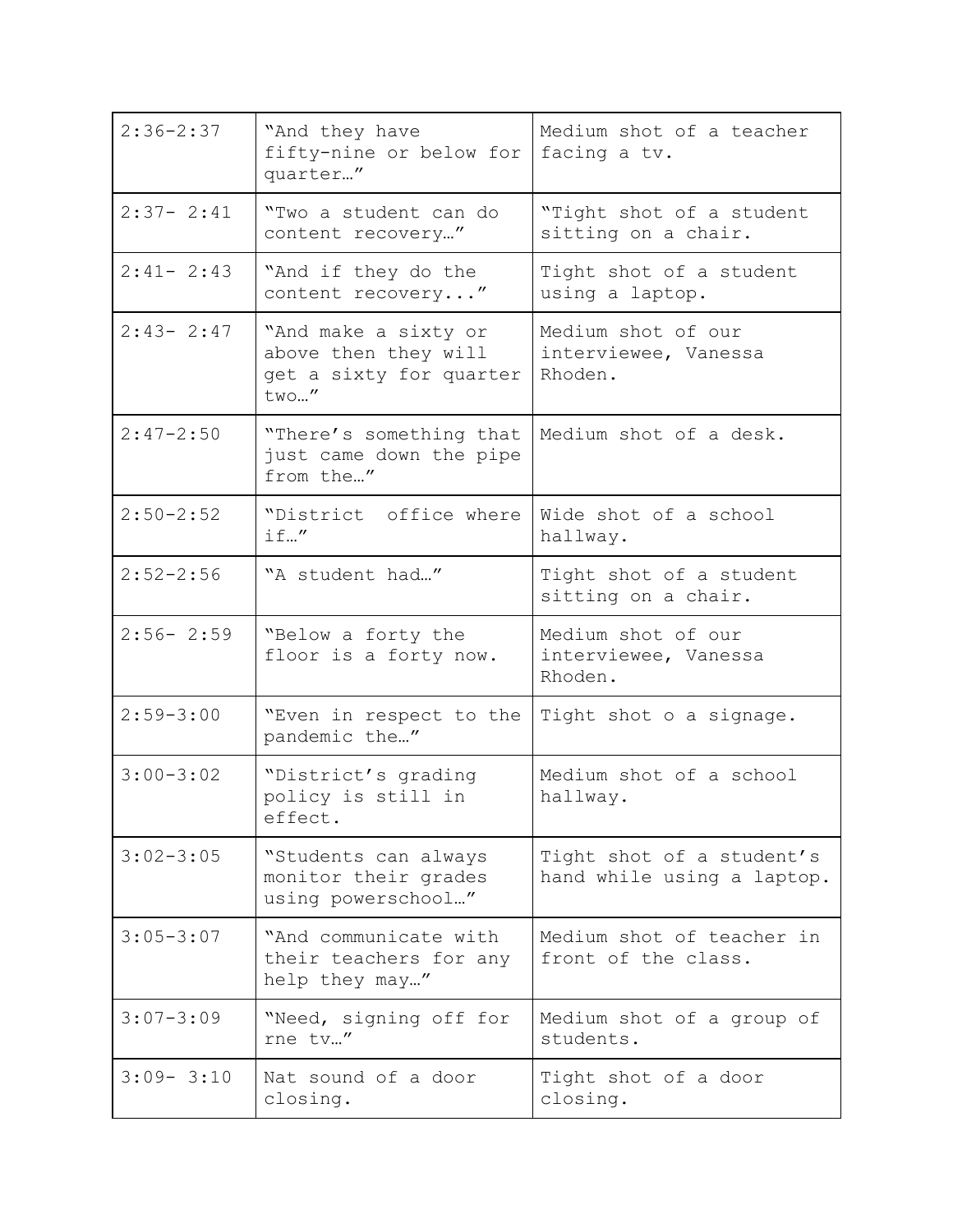| 2:36-2:37 | "And they have fifty-nine or below for quarter…" | Medium shot of a teacher facing a tv. |
|---|---|---|
| 2:37- 2:41 | "Two a student can do content recovery…" | "Tight shot of a student sitting on a chair. |
| 2:41- 2:43 | "And if they do the content recovery..." | Tight shot of a student using a laptop. |
| 2:43- 2:47 | "And make a sixty or above then they will get a sixty for quarter two…" | Medium shot of our interviewee, Vanessa Rhoden. |
| 2:47-2:50 | "There's something that just came down the pipe from the…" | Medium shot of a desk. |
| 2:50-2:52 | "District office where if…" | Wide shot of a school hallway. |
| 2:52-2:56 | "A student had…" | Tight shot of a student sitting on a chair. |
| 2:56- 2:59 | "Below a forty the floor is a forty now. | Medium shot of our interviewee, Vanessa Rhoden. |
| 2:59-3:00 | "Even in respect to the pandemic the…" | Tight shot o a signage. |
| 3:00-3:02 | "District's grading policy is still in effect. | Medium shot of a school hallway. |
| 3:02-3:05 | "Students can always monitor their grades using powerschool…" | Tight shot of a student's hand while using a laptop. |
| 3:05-3:07 | "And communicate with their teachers for any help they may…" | Medium shot of teacher in front of the class. |
| 3:07-3:09 | "Need, signing off for rne tv…" | Medium shot of a group of students. |
| 3:09- 3:10 | Nat sound of a door closing. | Tight shot of a door closing. |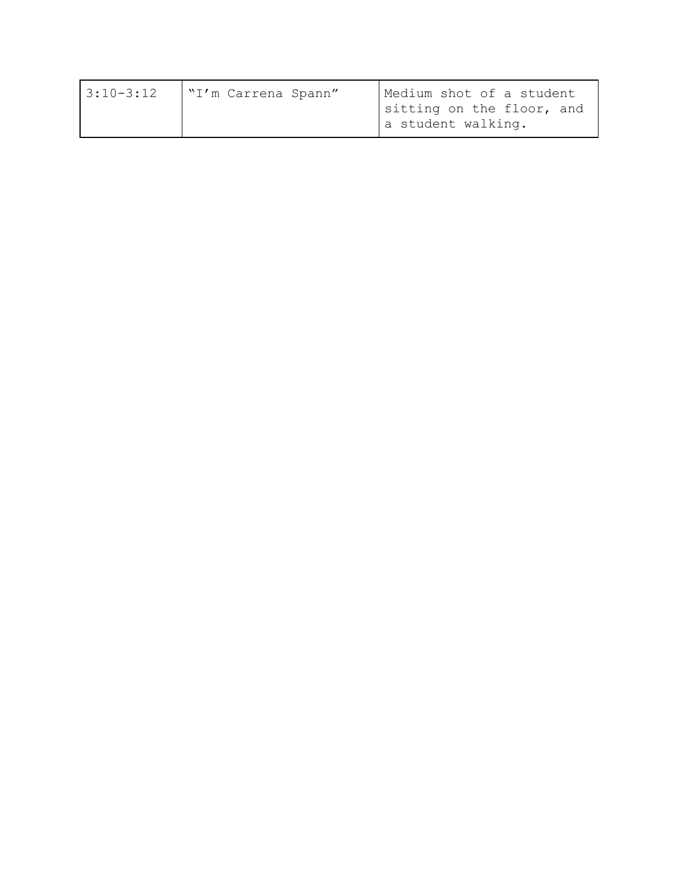| | | |
|---|---|---|
| 3:10-3:12 | "I'm Carrena Spann" | Medium shot of a student sitting on the floor, and a student walking. |